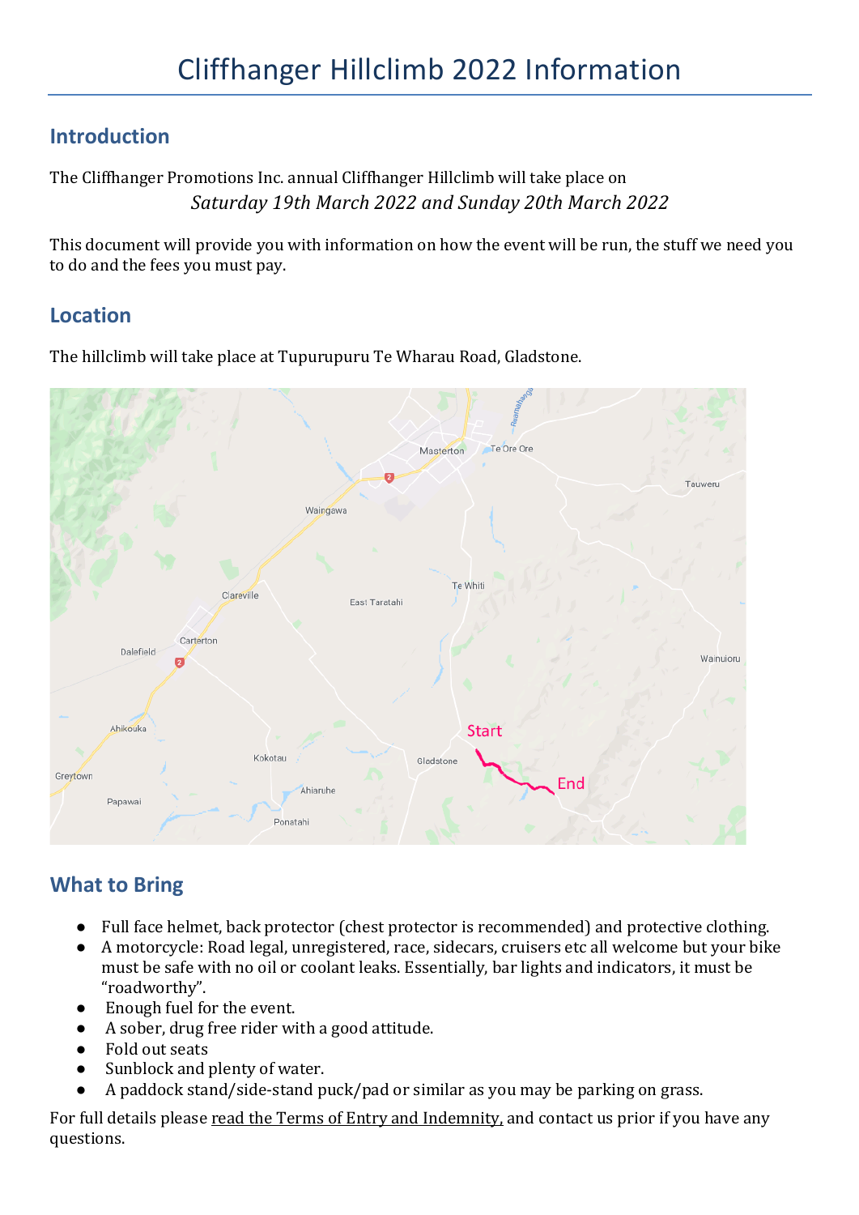# Cliffhanger Hillclimb 2022 Information

## Introduction

The Cliffhanger Promotions Inc. annual Cliffhanger Hillclimb will take place on

*Saturday 19th March 2022 and Sunday 20th March 2022*

This document will provide you with information on how the event will be run, the stuff we need you to do and the fees you must pay.

## Location

The hillclimb will take place at Tupurupuru Te Wharau Road, Gladstone.

## What to Bring

- Full face helmet, back protector (chest protector is recommended) and protective clothing.
- A motorcycle: Road legal, unregistered, race, sidecars, cruisers etc all welcome but your bike must be safe with no oil or coolant leaks. Essentially, bar lights and indicators, it must be "roadworthy".
- Enough fuel for the event.
- A sober, drug free rider with a good attitude.
- Fold out seats
- Sunblock and plenty of water.
- A paddock stand/side-stand puck/pad or similar as you may be parking on grass.

For full details please read the Terms of Entry and Indemnity, and contact us prior if you have any questions.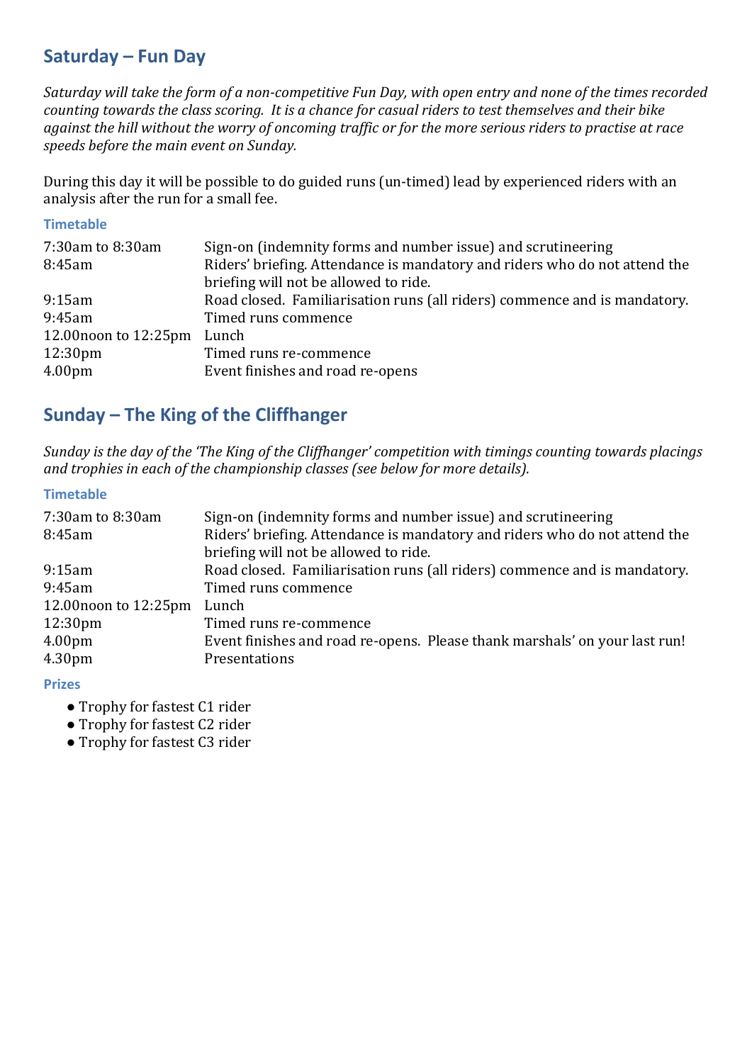## Saturday – Fun Day

*Saturday will take the form of a non-competitive Fun Day, with open entry and none of the times recorded counting towards the class scoring. It is a chance for casual riders to test themselves and their bike against the hill without the worry of oncoming traffic or for the more serious riders to practise at race speeds before the main event on Sunday.*

During this day it will be possible to do guided runs (un-timed) lead by experienced riders with an analysis after the run for a small fee.

### Timetable

| | |
|---|---|
| 7:30am to 8:30am | Sign-on (indemnity forms and number issue) and scrutineering |
| 8:45am | Riders' briefing. Attendance is mandatory and riders who do not attend the briefing will not be allowed to ride. |
| 9:15am | Road closed. Familiarisation runs (all riders) commence and is mandatory. |
| 9:45am | Timed runs commence |
| 12.00noon to 12:25pm | Lunch |
| 12:30pm | Timed runs re-commence |
| 4.00pm | Event finishes and road re-opens |

## Sunday – The King of the Cliffhanger

*Sunday is the day of the 'The King of the Cliffhanger' competition with timings counting towards placings and trophies in each of the championship classes (see below for more details).*

### Timetable

| | |
|---|---|
| 7:30am to 8:30am | Sign-on (indemnity forms and number issue) and scrutineering |
| 8:45am | Riders' briefing. Attendance is mandatory and riders who do not attend the briefing will not be allowed to ride. |
| 9:15am | Road closed. Familiarisation runs (all riders) commence and is mandatory. |
| 9:45am | Timed runs commence |
| 12.00noon to 12:25pm | Lunch |
| 12:30pm | Timed runs re-commence |
| 4.00pm | Event finishes and road re-opens. Please thank marshals' on your last run! |
| 4.30pm | Presentations |

### Prizes

- Trophy for fastest C1 rider
- Trophy for fastest C2 rider
- Trophy for fastest C3 rider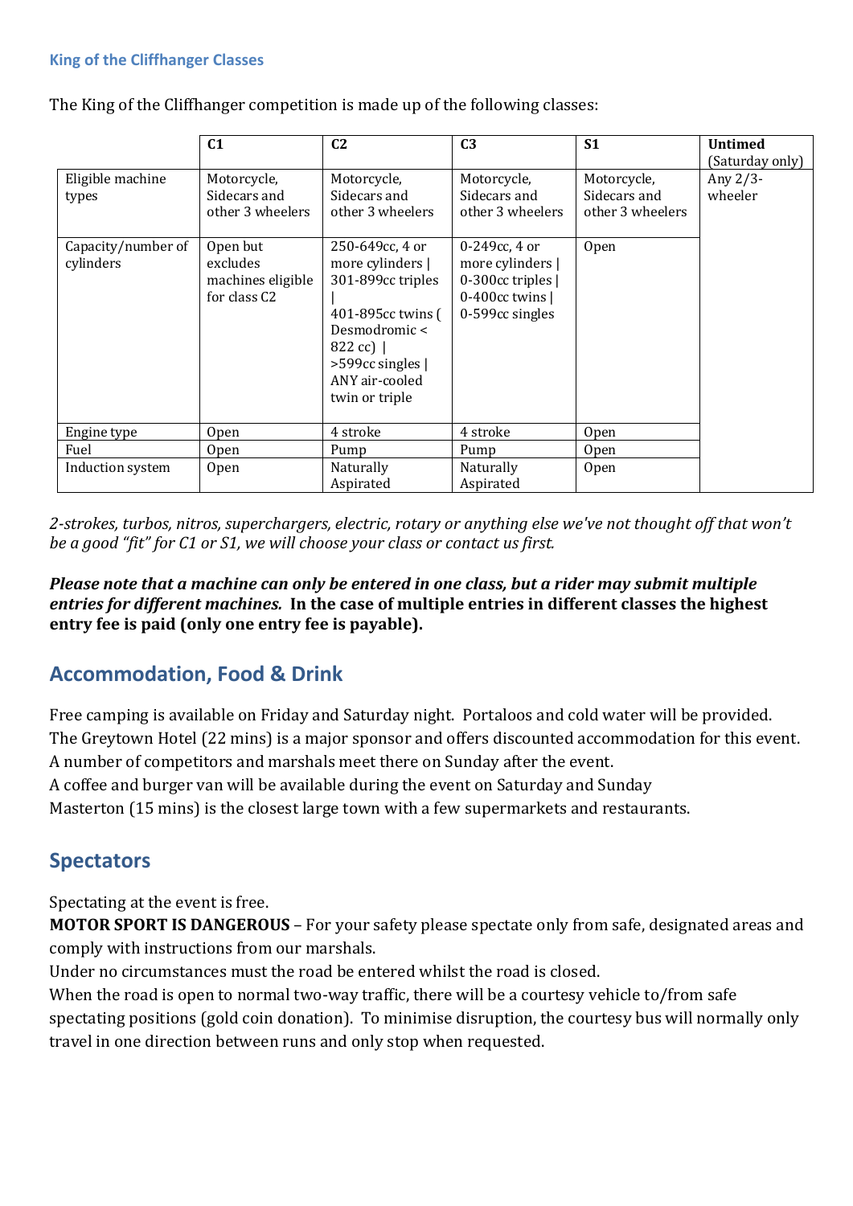### King of the Cliffhanger Classes

The King of the Cliffhanger competition is made up of the following classes:

| | C1 | C2 | C3 | S1 | **Untimed** (Saturday only) |
|---|---|---|---|---|---|
| Eligible machine types | Motorcycle, Sidecars and other 3 wheelers | Motorcycle, Sidecars and other 3 wheelers | Motorcycle, Sidecars and other 3 wheelers | Motorcycle, Sidecars and other 3 wheelers | Any 2/3-wheeler |
| Capacity/number of cylinders | Open but excludes machines eligible for class C2 | 250-649cc, 4 or more cylinders \| 301-899cc triples \| 401-895cc twins ( Desmodromic < 822 cc) \| >599cc singles \| ANY air-cooled twin or triple | 0-249cc, 4 or more cylinders \| 0-300cc triples \| 0-400cc twins \| 0-599cc singles | Open | |
| Engine type | Open | 4 stroke | 4 stroke | Open | |
| Fuel | Open | Pump | Pump | Open | |
| Induction system | Open | Naturally Aspirated | Naturally Aspirated | Open | |

*2-strokes, turbos, nitros, superchargers, electric, rotary or anything else we've not thought off that won't be a good "fit" for C1 or S1, we will choose your class or contact us first.*

***Please note that a machine can only be entered in one class, but a rider may submit multiple entries for different machines.*** **In the case of multiple entries in different classes the highest entry fee is paid (only one entry fee is payable).**

## Accommodation, Food & Drink

Free camping is available on Friday and Saturday night. Portaloos and cold water will be provided.
The Greytown Hotel (22 mins) is a major sponsor and offers discounted accommodation for this event.
A number of competitors and marshals meet there on Sunday after the event.
A coffee and burger van will be available during the event on Saturday and Sunday
Masterton (15 mins) is the closest large town with a few supermarkets and restaurants.

## Spectators

Spectating at the event is free.
**MOTOR SPORT IS DANGEROUS** – For your safety please spectate only from safe, designated areas and comply with instructions from our marshals.
Under no circumstances must the road be entered whilst the road is closed.
When the road is open to normal two-way traffic, there will be a courtesy vehicle to/from safe spectating positions (gold coin donation). To minimise disruption, the courtesy bus will normally only travel in one direction between runs and only stop when requested.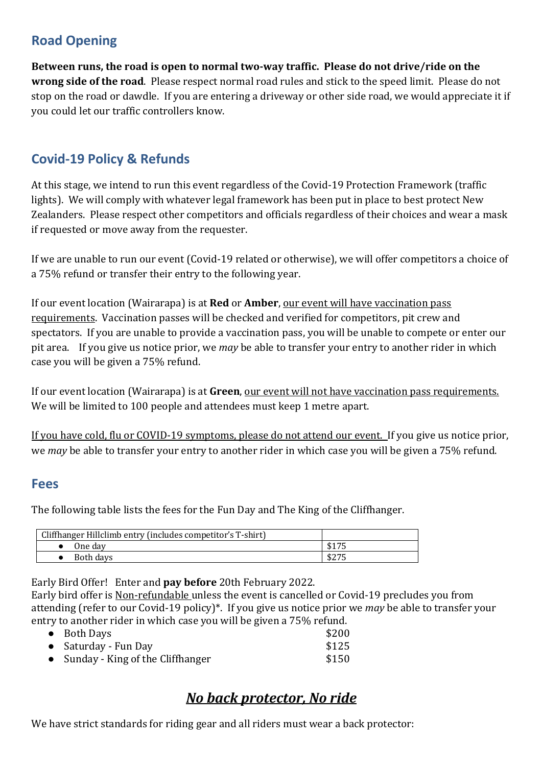## Road Opening

**Between runs, the road is open to normal two-way traffic. Please do not drive/ride on the wrong side of the road**. Please respect normal road rules and stick to the speed limit. Please do not stop on the road or dawdle. If you are entering a driveway or other side road, we would appreciate it if you could let our traffic controllers know.

## Covid-19 Policy & Refunds

At this stage, we intend to run this event regardless of the Covid-19 Protection Framework (traffic lights). We will comply with whatever legal framework has been put in place to best protect New Zealanders. Please respect other competitors and officials regardless of their choices and wear a mask if requested or move away from the requester.

If we are unable to run our event (Covid-19 related or otherwise), we will offer competitors a choice of a 75% refund or transfer their entry to the following year.

If our event location (Wairarapa) is at **Red** or **Amber**, our event will have vaccination pass requirements. Vaccination passes will be checked and verified for competitors, pit crew and spectators. If you are unable to provide a vaccination pass, you will be unable to compete or enter our pit area. If you give us notice prior, we *may* be able to transfer your entry to another rider in which case you will be given a 75% refund.

If our event location (Wairarapa) is at **Green**, our event will not have vaccination pass requirements. We will be limited to 100 people and attendees must keep 1 metre apart.

If you have cold, flu or COVID-19 symptoms, please do not attend our event. If you give us notice prior, we *may* be able to transfer your entry to another rider in which case you will be given a 75% refund.

## Fees

The following table lists the fees for the Fun Day and The King of the Cliffhanger.

| Cliffhanger Hillclimb entry (includes competitor's T-shirt) | |
|---|---|
| • One day | $175 |
| • Both days | $275 |

Early Bird Offer! Enter and **pay before** 20th February 2022.
Early bird offer is Non-refundable unless the event is cancelled or Covid-19 precludes you from attending (refer to our Covid-19 policy)*. If you give us notice prior we *may* be able to transfer your entry to another rider in which case you will be given a 75% refund.

- Both Days $200
- Saturday - Fun Day $125
- Sunday - King of the Cliffhanger $150

## *No back protector, No ride*

We have strict standards for riding gear and all riders must wear a back protector: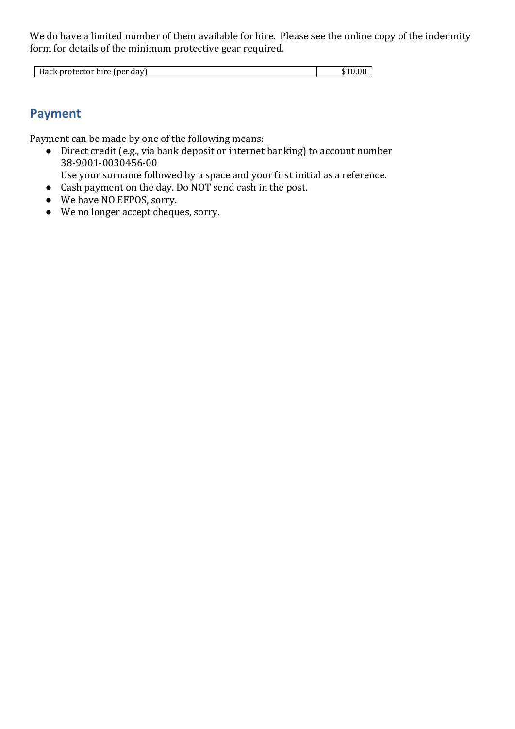We do have a limited number of them available for hire. Please see the online copy of the indemnity form for details of the minimum protective gear required.

| Back protector hire (per day) | $10.00 |
|---|---|

## Payment

Payment can be made by one of the following means:

- Direct credit (e.g., via bank deposit or internet banking) to account number 38-9001-0030456-00
  Use your surname followed by a space and your first initial as a reference.
- Cash payment on the day. Do NOT send cash in the post.
- We have NO EFPOS, sorry.
- We no longer accept cheques, sorry.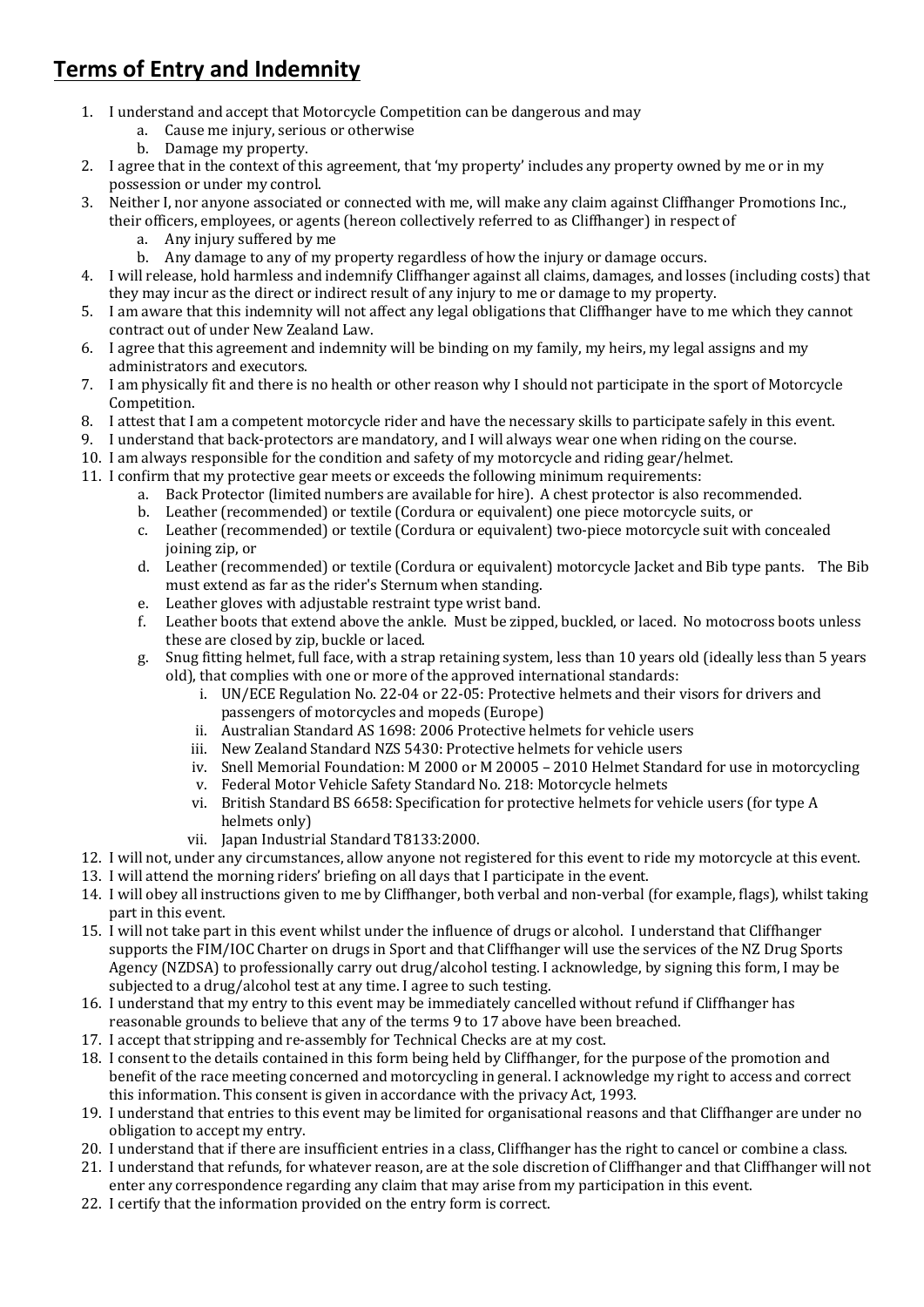# Terms of Entry and Indemnity

1. I understand and accept that Motorcycle Competition can be dangerous and may
    a. Cause me injury, serious or otherwise
    b. Damage my property.
2. I agree that in the context of this agreement, that 'my property' includes any property owned by me or in my possession or under my control.
3. Neither I, nor anyone associated or connected with me, will make any claim against Cliffhanger Promotions Inc., their officers, employees, or agents (hereon collectively referred to as Cliffhanger) in respect of
    a. Any injury suffered by me
    b. Any damage to any of my property regardless of how the injury or damage occurs.
4. I will release, hold harmless and indemnify Cliffhanger against all claims, damages, and losses (including costs) that they may incur as the direct or indirect result of any injury to me or damage to my property.
5. I am aware that this indemnity will not affect any legal obligations that Cliffhanger have to me which they cannot contract out of under New Zealand Law.
6. I agree that this agreement and indemnity will be binding on my family, my heirs, my legal assigns and my administrators and executors.
7. I am physically fit and there is no health or other reason why I should not participate in the sport of Motorcycle Competition.
8. I attest that I am a competent motorcycle rider and have the necessary skills to participate safely in this event.
9. I understand that back-protectors are mandatory, and I will always wear one when riding on the course.
10. I am always responsible for the condition and safety of my motorcycle and riding gear/helmet.
11. I confirm that my protective gear meets or exceeds the following minimum requirements:
    a. Back Protector (limited numbers are available for hire). A chest protector is also recommended.
    b. Leather (recommended) or textile (Cordura or equivalent) one piece motorcycle suits, or
    c. Leather (recommended) or textile (Cordura or equivalent) two-piece motorcycle suit with concealed joining zip, or
    d. Leather (recommended) or textile (Cordura or equivalent) motorcycle Jacket and Bib type pants. The Bib must extend as far as the rider's Sternum when standing.
    e. Leather gloves with adjustable restraint type wrist band.
    f. Leather boots that extend above the ankle. Must be zipped, buckled, or laced. No motocross boots unless these are closed by zip, buckle or laced.
    g. Snug fitting helmet, full face, with a strap retaining system, less than 10 years old (ideally less than 5 years old), that complies with one or more of the approved international standards:
        i. UN/ECE Regulation No. 22-04 or 22-05: Protective helmets and their visors for drivers and passengers of motorcycles and mopeds (Europe)
        ii. Australian Standard AS 1698: 2006 Protective helmets for vehicle users
        iii. New Zealand Standard NZS 5430: Protective helmets for vehicle users
        iv. Snell Memorial Foundation: M 2000 or M 20005 – 2010 Helmet Standard for use in motorcycling
        v. Federal Motor Vehicle Safety Standard No. 218: Motorcycle helmets
        vi. British Standard BS 6658: Specification for protective helmets for vehicle users (for type A helmets only)
        vii. Japan Industrial Standard T8133:2000.
12. I will not, under any circumstances, allow anyone not registered for this event to ride my motorcycle at this event.
13. I will attend the morning riders' briefing on all days that I participate in the event.
14. I will obey all instructions given to me by Cliffhanger, both verbal and non-verbal (for example, flags), whilst taking part in this event.
15. I will not take part in this event whilst under the influence of drugs or alcohol. I understand that Cliffhanger supports the FIM/IOC Charter on drugs in Sport and that Cliffhanger will use the services of the NZ Drug Sports Agency (NZDSA) to professionally carry out drug/alcohol testing. I acknowledge, by signing this form, I may be subjected to a drug/alcohol test at any time. I agree to such testing.
16. I understand that my entry to this event may be immediately cancelled without refund if Cliffhanger has reasonable grounds to believe that any of the terms 9 to 17 above have been breached.
17. I accept that stripping and re-assembly for Technical Checks are at my cost.
18. I consent to the details contained in this form being held by Cliffhanger, for the purpose of the promotion and benefit of the race meeting concerned and motorcycling in general. I acknowledge my right to access and correct this information. This consent is given in accordance with the privacy Act, 1993.
19. I understand that entries to this event may be limited for organisational reasons and that Cliffhanger are under no obligation to accept my entry.
20. I understand that if there are insufficient entries in a class, Cliffhanger has the right to cancel or combine a class.
21. I understand that refunds, for whatever reason, are at the sole discretion of Cliffhanger and that Cliffhanger will not enter any correspondence regarding any claim that may arise from my participation in this event.
22. I certify that the information provided on the entry form is correct.